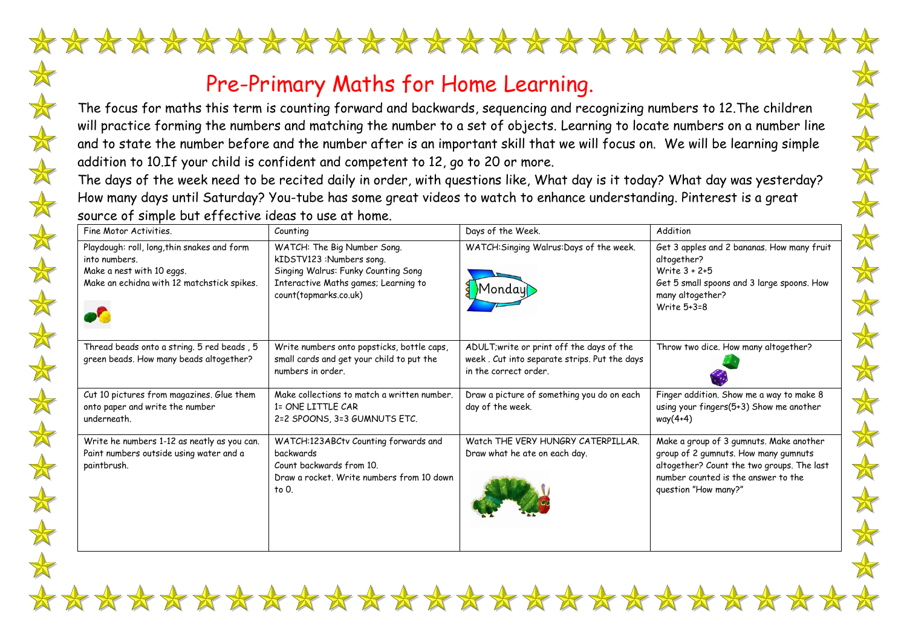# Pre-Primary Maths for Home Learning.

The focus for maths this term is counting forward and backwards, sequencing and recognizing numbers to 12.The children will practice forming the numbers and matching the number to a set of objects. Learning to locate numbers on a number line and to state the number before and the number after is an important skill that we will focus on. We will be learning simple addition to 10.If your child is confident and competent to 12, go to 20 or more.

The days of the week need to be recited daily in order, with questions like, What day is it today? What day was yesterday? How many days until Saturday? You-tube has some great videos to watch to enhance understanding. Pinterest is a great source of simple but effective ideas to use at home.

| Fine Motor Activities. | Counting | Days of the Week. | Addition |
|---|---|---|---|
| Playdough: roll, long,thin snakes and form into numbers.<br>Make a nest with 10 eggs.<br>Make an echidna with 12 matchstick spikes. | WATCH: The Big Number Song.<br>kIDSTV123 :Numbers song.<br>Singing Walrus: Funky Counting Song<br>Interactive Maths games; Learning to count(topmarks.co.uk) | WATCH:Singing Walrus:Days of the week.<br>Monday | Get 3 apples and 2 bananas. How many fruit altogether?<br>Write 3 + 2=5<br>Get 5 small spoons and 3 large spoons. How many altogether?<br>Write 5+3=8 |
| Thread beads onto a string. 5 red beads , 5 green beads. How many beads altogether? | Write numbers onto popsticks, bottle caps, small cards and get your child to put the numbers in order. | ADULT;write or print off the days of the week . Cut into separate strips. Put the days in the correct order. | Throw two dice. How many altogether? |
| Cut 10 pictures from magazines. Glue them onto paper and write the number underneath. | Make collections to match a written number.<br>1= ONE LITTLE CAR<br>2=2 SPOONS, 3=3 GUMNUTS ETC. | Draw a picture of something you do on each day of the week. | Finger addition. Show me a way to make 8 using your fingers(5+3) Show me another way(4+4) |
| Write he numbers 1-12 as neatly as you can.<br>Paint numbers outside using water and a paintbrush. | WATCH:123ABCtv Counting forwards and backwards<br>Count backwards from 10.<br>Draw a rocket. Write numbers from 10 down to 0. | Watch THE VERY HUNGRY CATERPILLAR.<br>Draw what he ate on each day. | Make a group of 3 gumnuts. Make another group of 2 gumnuts. How many gumnuts altogether? Count the two groups. The last number counted is the answer to the question "How many?" |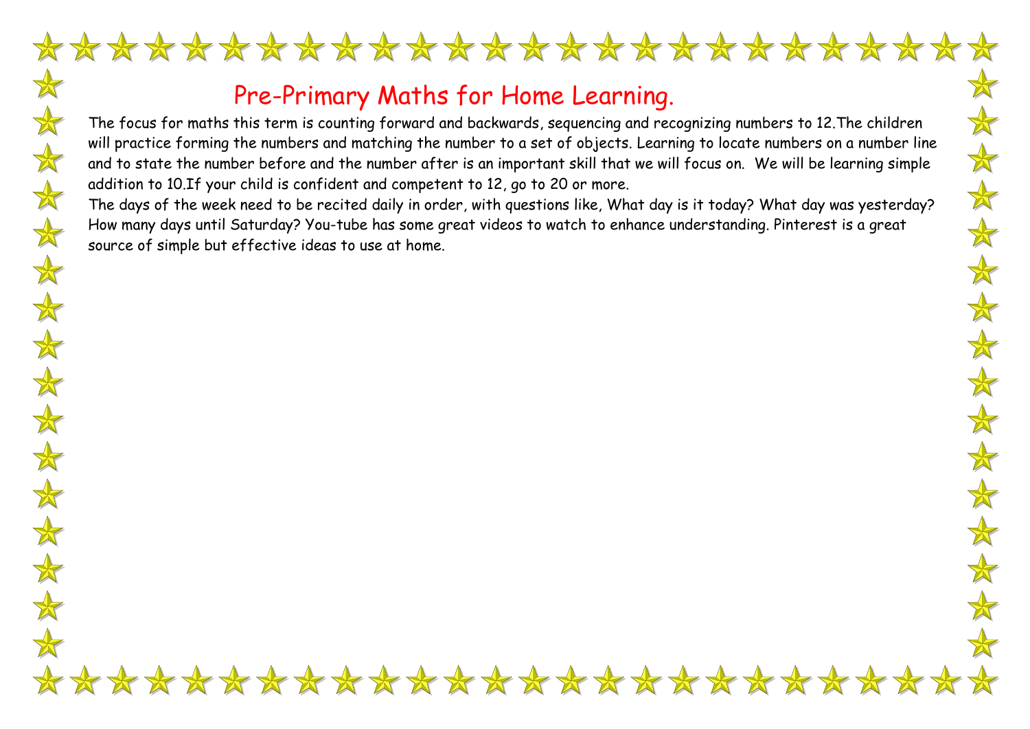# Pre-Primary Maths for Home Learning.

The focus for maths this term is counting forward and backwards, sequencing and recognizing numbers to 12.The children will practice forming the numbers and matching the number to a set of objects. Learning to locate numbers on a number line and to state the number before and the number after is an important skill that we will focus on. We will be learning simple addition to 10.If your child is confident and competent to 12, go to 20 or more.

The days of the week need to be recited daily in order, with questions like, What day is it today? What day was yesterday? How many days until Saturday? You-tube has some great videos to watch to enhance understanding. Pinterest is a great source of simple but effective ideas to use at home.